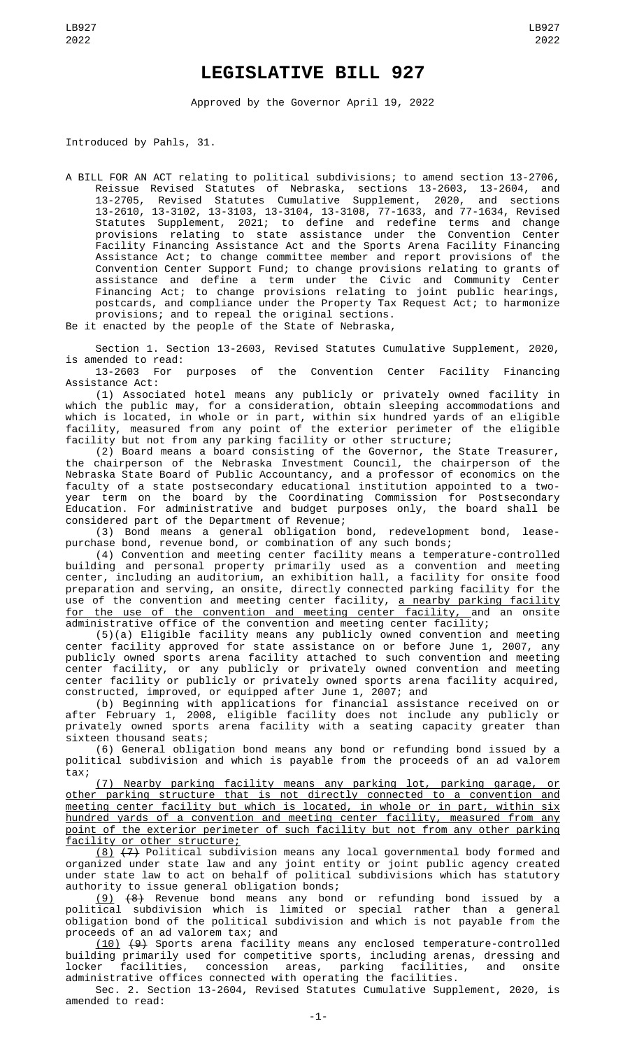# LEGISLATIVE BILL 927

Approved by the Governor April 19, 2022

Introduced by Pahls, 31.

A BILL FOR AN ACT relating to political subdivisions; to amend section 13-2706, Reissue Revised Statutes of Nebraska, sections 13-2603, 13-2604, and 13-2705, Revised Statutes Cumulative Supplement, 2020, and sections 13-2610, 13-3102, 13-3103, 13-3104, 13-3108, 77-1633, and 77-1634, Revised Statutes Supplement, 2021; to define and redefine terms and change provisions relating to state assistance under the Convention Center Facility Financing Assistance Act and the Sports Arena Facility Financing Assistance Act; to change committee member and report provisions of the Convention Center Support Fund; to change provisions relating to grants of assistance and define a term under the Civic and Community Center Financing Act; to change provisions relating to joint public hearings, postcards, and compliance under the Property Tax Request Act; to harmonize provisions; and to repeal the original sections.

Be it enacted by the people of the State of Nebraska,

Section 1. Section 13-2603, Revised Statutes Cumulative Supplement, 2020, is amended to read:

13-2603 For purposes of the Convention Center Facility Financing Assistance Act:

(1) Associated hotel means any publicly or privately owned facility in which the public may, for a consideration, obtain sleeping accommodations and which is located, in whole or in part, within six hundred yards of an eligible facility, measured from any point of the exterior perimeter of the eligible facility but not from any parking facility or other structure;

(2) Board means a board consisting of the Governor, the State Treasurer, the chairperson of the Nebraska Investment Council, the chairperson of the Nebraska State Board of Public Accountancy, and a professor of economics on the faculty of a state postsecondary educational institution appointed to a two-year term on the board by the Coordinating Commission for Postsecondary Education. For administrative and budget purposes only, the board shall be considered part of the Department of Revenue;

(3) Bond means a general obligation bond, redevelopment bond, lease-purchase bond, revenue bond, or combination of any such bonds;

(4) Convention and meeting center facility means a temperature-controlled building and personal property primarily used as a convention and meeting center, including an auditorium, an exhibition hall, a facility for onsite food preparation and serving, an onsite, directly connected parking facility for the use of the convention and meeting center facility, <u>a nearby parking facility for the use of the convention and meeting center facility,</u> and an onsite administrative office of the convention and meeting center facility;

(5)(a) Eligible facility means any publicly owned convention and meeting center facility approved for state assistance on or before June 1, 2007, any publicly owned sports arena facility attached to such convention and meeting center facility, or any publicly or privately owned convention and meeting center facility or publicly or privately owned sports arena facility acquired, constructed, improved, or equipped after June 1, 2007; and

(b) Beginning with applications for financial assistance received on or after February 1, 2008, eligible facility does not include any publicly or privately owned sports arena facility with a seating capacity greater than sixteen thousand seats;

(6) General obligation bond means any bond or refunding bond issued by a political subdivision and which is payable from the proceeds of an ad valorem tax;

<u>(7) Nearby parking facility means any parking lot, parking garage, or other parking structure that is not directly connected to a convention and meeting center facility but which is located, in whole or in part, within six hundred yards of a convention and meeting center facility, measured from any point of the exterior perimeter of such facility but not from any other parking facility or other structure;</u>

<u>(8)</u> ~~(7)~~ Political subdivision means any local governmental body formed and organized under state law and any joint entity or joint public agency created under state law to act on behalf of political subdivisions which has statutory authority to issue general obligation bonds;

<u>(9)</u> ~~(8)~~ Revenue bond means any bond or refunding bond issued by a political subdivision which is limited or special rather than a general obligation bond of the political subdivision and which is not payable from the proceeds of an ad valorem tax; and

<u>(10)</u> ~~(9)~~ Sports arena facility means any enclosed temperature-controlled building primarily used for competitive sports, including arenas, dressing and locker facilities, concession areas, parking facilities, and onsite administrative offices connected with operating the facilities.

Sec. 2. Section 13-2604, Revised Statutes Cumulative Supplement, 2020, is amended to read: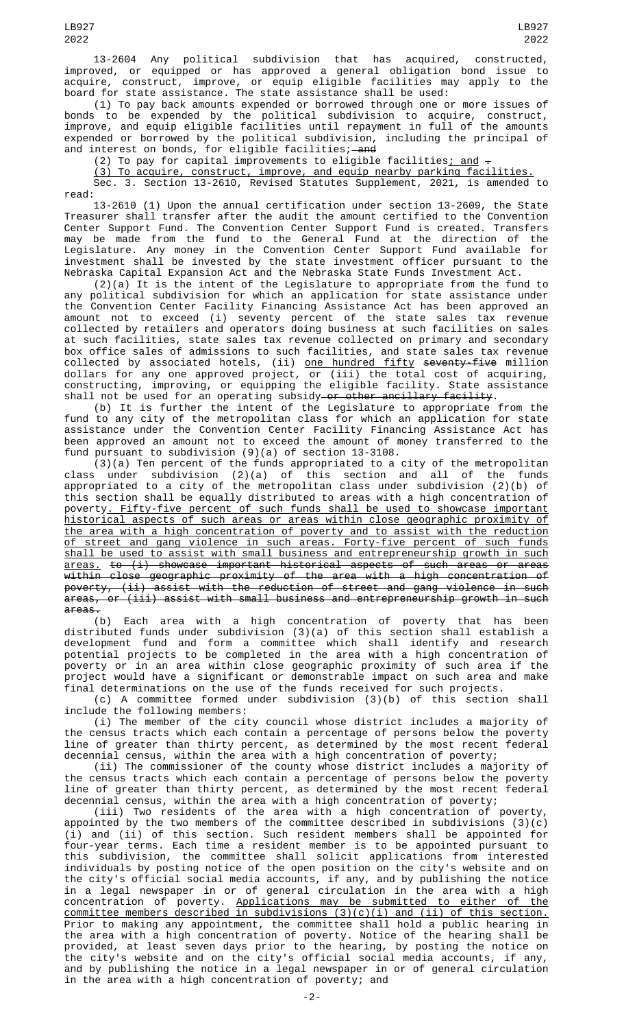13-2604 Any political subdivision that has acquired, constructed, improved, or equipped or has approved a general obligation bond issue to acquire, construct, improve, or equip eligible facilities may apply to the board for state assistance. The state assistance shall be used:

(1) To pay back amounts expended or borrowed through one or more issues of bonds to be expended by the political subdivision to acquire, construct, improve, and equip eligible facilities until repayment in full of the amounts expended or borrowed by the political subdivision, including the principal of and interest on bonds, for eligible facilities;~~ and~~

(2) To pay for capital improvements to eligible facilities<u>; and</u> ~~.~~

<u>(3) To acquire, construct, improve, and equip nearby parking facilities.</u>

Sec. 3. Section 13-2610, Revised Statutes Supplement, 2021, is amended to read:

13-2610 (1) Upon the annual certification under section 13-2609, the State Treasurer shall transfer after the audit the amount certified to the Convention Center Support Fund. The Convention Center Support Fund is created. Transfers may be made from the fund to the General Fund at the direction of the Legislature. Any money in the Convention Center Support Fund available for investment shall be invested by the state investment officer pursuant to the Nebraska Capital Expansion Act and the Nebraska State Funds Investment Act.

(2)(a) It is the intent of the Legislature to appropriate from the fund to any political subdivision for which an application for state assistance under the Convention Center Facility Financing Assistance Act has been approved an amount not to exceed (i) seventy percent of the state sales tax revenue collected by retailers and operators doing business at such facilities on sales at such facilities, state sales tax revenue collected on primary and secondary box office sales of admissions to such facilities, and state sales tax revenue collected by associated hotels, (ii) <u>one hundred fifty</u> ~~seventy-five~~ million dollars for any one approved project, or (iii) the total cost of acquiring, constructing, improving, or equipping the eligible facility. State assistance shall not be used for an operating subsidy~~ or other ancillary facility~~.

(b) It is further the intent of the Legislature to appropriate from the fund to any city of the metropolitan class for which an application for state assistance under the Convention Center Facility Financing Assistance Act has been approved an amount not to exceed the amount of money transferred to the fund pursuant to subdivision (9)(a) of section 13-3108.

(3)(a) Ten percent of the funds appropriated to a city of the metropolitan class under subdivision (2)(a) of this section and all of the funds appropriated to a city of the metropolitan class under subdivision (2)(b) of this section shall be equally distributed to areas with a high concentration of poverty<u>. Fifty-five percent of such funds shall be used to showcase important historical aspects of such areas or areas within close geographic proximity of the area with a high concentration of poverty and to assist with the reduction of street and gang violence in such areas. Forty-five percent of such funds shall be used to assist with small business and entrepreneurship growth in such areas.</u> ~~to (i) showcase important historical aspects of such areas or areas within close geographic proximity of the area with a high concentration of poverty, (ii) assist with the reduction of street and gang violence in such areas, or (iii) assist with small business and entrepreneurship growth in such areas.~~

(b) Each area with a high concentration of poverty that has been distributed funds under subdivision (3)(a) of this section shall establish a development fund and form a committee which shall identify and research potential projects to be completed in the area with a high concentration of poverty or in an area within close geographic proximity of such area if the project would have a significant or demonstrable impact on such area and make final determinations on the use of the funds received for such projects.

(c) A committee formed under subdivision (3)(b) of this section shall include the following members:

(i) The member of the city council whose district includes a majority of the census tracts which each contain a percentage of persons below the poverty line of greater than thirty percent, as determined by the most recent federal decennial census, within the area with a high concentration of poverty;

(ii) The commissioner of the county whose district includes a majority of the census tracts which each contain a percentage of persons below the poverty line of greater than thirty percent, as determined by the most recent federal decennial census, within the area with a high concentration of poverty;

(iii) Two residents of the area with a high concentration of poverty, appointed by the two members of the committee described in subdivisions (3)(c)(i) and (ii) of this section. Such resident members shall be appointed for four-year terms. Each time a resident member is to be appointed pursuant to this subdivision, the committee shall solicit applications from interested individuals by posting notice of the open position on the city's website and on the city's official social media accounts, if any, and by publishing the notice in a legal newspaper in or of general circulation in the area with a high concentration of poverty. <u>Applications may be submitted to either of the committee members described in subdivisions (3)(c)(i) and (ii) of this section.</u> Prior to making any appointment, the committee shall hold a public hearing in the area with a high concentration of poverty. Notice of the hearing shall be provided, at least seven days prior to the hearing, by posting the notice on the city's website and on the city's official social media accounts, if any, and by publishing the notice in a legal newspaper in or of general circulation in the area with a high concentration of poverty; and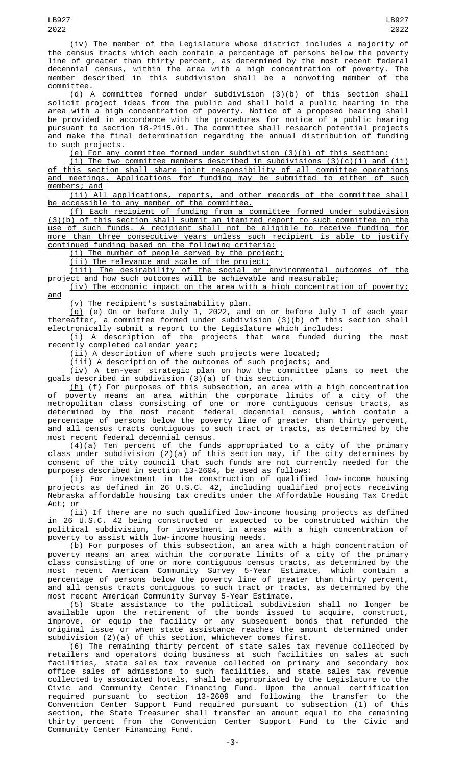(iv) The member of the Legislature whose district includes a majority of the census tracts which each contain a percentage of persons below the poverty line of greater than thirty percent, as determined by the most recent federal decennial census, within the area with a high concentration of poverty. The member described in this subdivision shall be a nonvoting member of the committee.

(d) A committee formed under subdivision (3)(b) of this section shall solicit project ideas from the public and shall hold a public hearing in the area with a high concentration of poverty. Notice of a proposed hearing shall be provided in accordance with the procedures for notice of a public hearing pursuant to section 18-2115.01. The committee shall research potential projects and make the final determination regarding the annual distribution of funding to such projects.

(e) For any committee formed under subdivision (3)(b) of this section:

(i) The two committee members described in subdivisions (3)(c)(i) and (ii) of this section shall share joint responsibility of all committee operations and meetings. Applications for funding may be submitted to either of such members; and

(ii) All applications, reports, and other records of the committee shall be accessible to any member of the committee.

(f) Each recipient of funding from a committee formed under subdivision (3)(b) of this section shall submit an itemized report to such committee on the use of such funds. A recipient shall not be eligible to receive funding for more than three consecutive years unless such recipient is able to justify continued funding based on the following criteria:

(i) The number of people served by the project;

(ii) The relevance and scale of the project;

(iii) The desirability of the social or environmental outcomes of the project and how such outcomes will be achievable and measurable;

(iv) The economic impact on the area with a high concentration of poverty; and

(v) The recipient's sustainability plan.

(g) ~~(e)~~ On or before July 1, 2022, and on or before July 1 of each year thereafter, a committee formed under subdivision (3)(b) of this section shall electronically submit a report to the Legislature which includes:

(i) A description of the projects that were funded during the most recently completed calendar year;

(ii) A description of where such projects were located;

(iii) A description of the outcomes of such projects; and

(iv) A ten-year strategic plan on how the committee plans to meet the goals described in subdivision (3)(a) of this section.

(h) ~~(f)~~ For purposes of this subsection, an area with a high concentration of poverty means an area within the corporate limits of a city of the metropolitan class consisting of one or more contiguous census tracts, as determined by the most recent federal decennial census, which contain a percentage of persons below the poverty line of greater than thirty percent, and all census tracts contiguous to such tract or tracts, as determined by the most recent federal decennial census.

(4)(a) Ten percent of the funds appropriated to a city of the primary class under subdivision (2)(a) of this section may, if the city determines by consent of the city council that such funds are not currently needed for the purposes described in section 13-2604, be used as follows:

(i) For investment in the construction of qualified low-income housing projects as defined in 26 U.S.C. 42, including qualified projects receiving Nebraska affordable housing tax credits under the Affordable Housing Tax Credit Act; or

(ii) If there are no such qualified low-income housing projects as defined in 26 U.S.C. 42 being constructed or expected to be constructed within the political subdivision, for investment in areas with a high concentration of poverty to assist with low-income housing needs.

(b) For purposes of this subsection, an area with a high concentration of poverty means an area within the corporate limits of a city of the primary class consisting of one or more contiguous census tracts, as determined by the most recent American Community Survey 5-Year Estimate, which contain a percentage of persons below the poverty line of greater than thirty percent, and all census tracts contiguous to such tract or tracts, as determined by the most recent American Community Survey 5-Year Estimate.

(5) State assistance to the political subdivision shall no longer be available upon the retirement of the bonds issued to acquire, construct, improve, or equip the facility or any subsequent bonds that refunded the original issue or when state assistance reaches the amount determined under subdivision (2)(a) of this section, whichever comes first.

(6) The remaining thirty percent of state sales tax revenue collected by retailers and operators doing business at such facilities on sales at such facilities, state sales tax revenue collected on primary and secondary box office sales of admissions to such facilities, and state sales tax revenue collected by associated hotels, shall be appropriated by the Legislature to the Civic and Community Center Financing Fund. Upon the annual certification required pursuant to section 13-2609 and following the transfer to the Convention Center Support Fund required pursuant to subsection (1) of this section, the State Treasurer shall transfer an amount equal to the remaining thirty percent from the Convention Center Support Fund to the Civic and Community Center Financing Fund.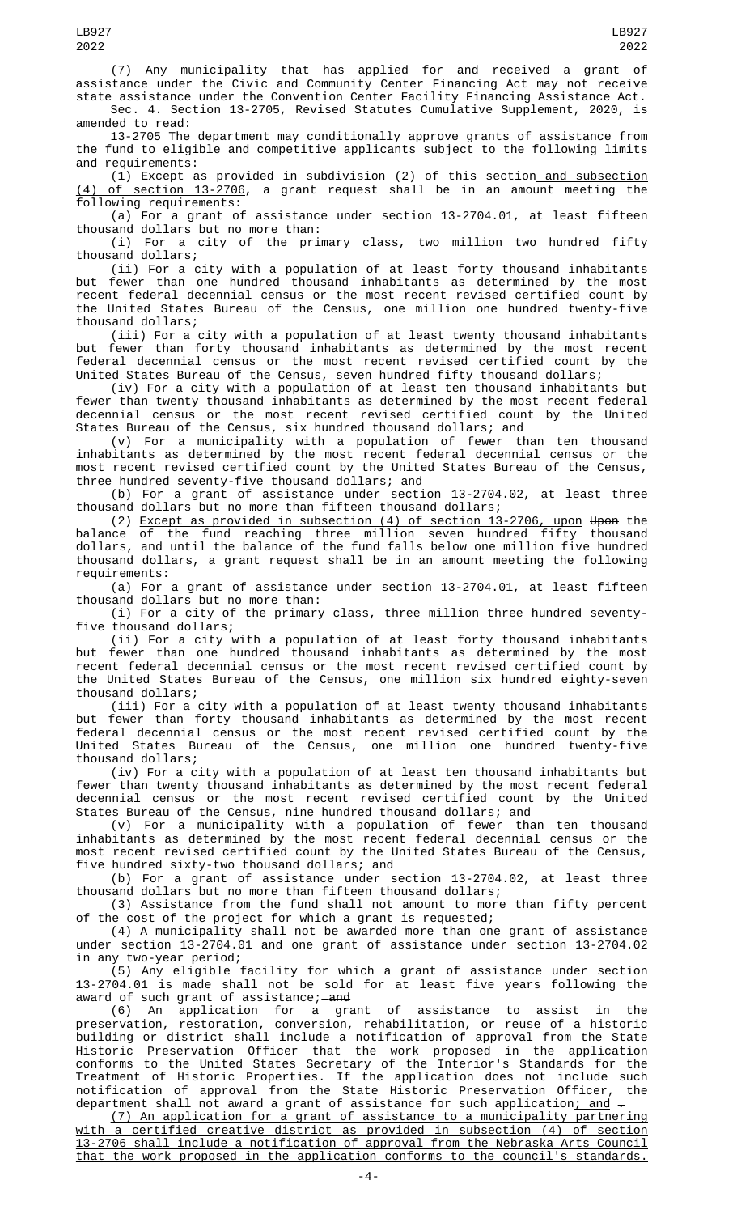(7) Any municipality that has applied for and received a grant of assistance under the Civic and Community Center Financing Act may not receive state assistance under the Convention Center Facility Financing Assistance Act.

Sec. 4. Section 13-2705, Revised Statutes Cumulative Supplement, 2020, is amended to read:

13-2705 The department may conditionally approve grants of assistance from the fund to eligible and competitive applicants subject to the following limits and requirements:

(1) Except as provided in subdivision (2) of this section and subsection (4) of section 13-2706, a grant request shall be in an amount meeting the following requirements:

(a) For a grant of assistance under section 13-2704.01, at least fifteen thousand dollars but no more than:

(i) For a city of the primary class, two million two hundred fifty thousand dollars;

(ii) For a city with a population of at least forty thousand inhabitants but fewer than one hundred thousand inhabitants as determined by the most recent federal decennial census or the most recent revised certified count by the United States Bureau of the Census, one million one hundred twenty-five thousand dollars;

(iii) For a city with a population of at least twenty thousand inhabitants but fewer than forty thousand inhabitants as determined by the most recent federal decennial census or the most recent revised certified count by the United States Bureau of the Census, seven hundred fifty thousand dollars;

(iv) For a city with a population of at least ten thousand inhabitants but fewer than twenty thousand inhabitants as determined by the most recent federal decennial census or the most recent revised certified count by the United States Bureau of the Census, six hundred thousand dollars; and

(v) For a municipality with a population of fewer than ten thousand inhabitants as determined by the most recent federal decennial census or the most recent revised certified count by the United States Bureau of the Census, three hundred seventy-five thousand dollars; and

(b) For a grant of assistance under section 13-2704.02, at least three thousand dollars but no more than fifteen thousand dollars;

(2) Except as provided in subsection (4) of section 13-2706, upon ~~Upon~~ the balance of the fund reaching three million seven hundred fifty thousand dollars, and until the balance of the fund falls below one million five hundred thousand dollars, a grant request shall be in an amount meeting the following requirements:

(a) For a grant of assistance under section 13-2704.01, at least fifteen thousand dollars but no more than:

(i) For a city of the primary class, three million three hundred seventy-five thousand dollars;

(ii) For a city with a population of at least forty thousand inhabitants but fewer than one hundred thousand inhabitants as determined by the most recent federal decennial census or the most recent revised certified count by the United States Bureau of the Census, one million six hundred eighty-seven thousand dollars;

(iii) For a city with a population of at least twenty thousand inhabitants but fewer than forty thousand inhabitants as determined by the most recent federal decennial census or the most recent revised certified count by the United States Bureau of the Census, one million one hundred twenty-five thousand dollars;

(iv) For a city with a population of at least ten thousand inhabitants but fewer than twenty thousand inhabitants as determined by the most recent federal decennial census or the most recent revised certified count by the United States Bureau of the Census, nine hundred thousand dollars; and

(v) For a municipality with a population of fewer than ten thousand inhabitants as determined by the most recent federal decennial census or the most recent revised certified count by the United States Bureau of the Census, five hundred sixty-two thousand dollars; and

(b) For a grant of assistance under section 13-2704.02, at least three thousand dollars but no more than fifteen thousand dollars;

(3) Assistance from the fund shall not amount to more than fifty percent of the cost of the project for which a grant is requested;

(4) A municipality shall not be awarded more than one grant of assistance under section 13-2704.01 and one grant of assistance under section 13-2704.02 in any two-year period;

(5) Any eligible facility for which a grant of assistance under section 13-2704.01 is made shall not be sold for at least five years following the award of such grant of assistance; ~~and~~

(6) An application for a grant of assistance to assist in the preservation, restoration, conversion, rehabilitation, or reuse of a historic building or district shall include a notification of approval from the State Historic Preservation Officer that the work proposed in the application conforms to the United States Secretary of the Interior's Standards for the Treatment of Historic Properties. If the application does not include such notification of approval from the State Historic Preservation Officer, the department shall not award a grant of assistance for such application; and ~~.~~

(7) An application for a grant of assistance to a municipality partnering with a certified creative district as provided in subsection (4) of section 13-2706 shall include a notification of approval from the Nebraska Arts Council that the work proposed in the application conforms to the council's standards.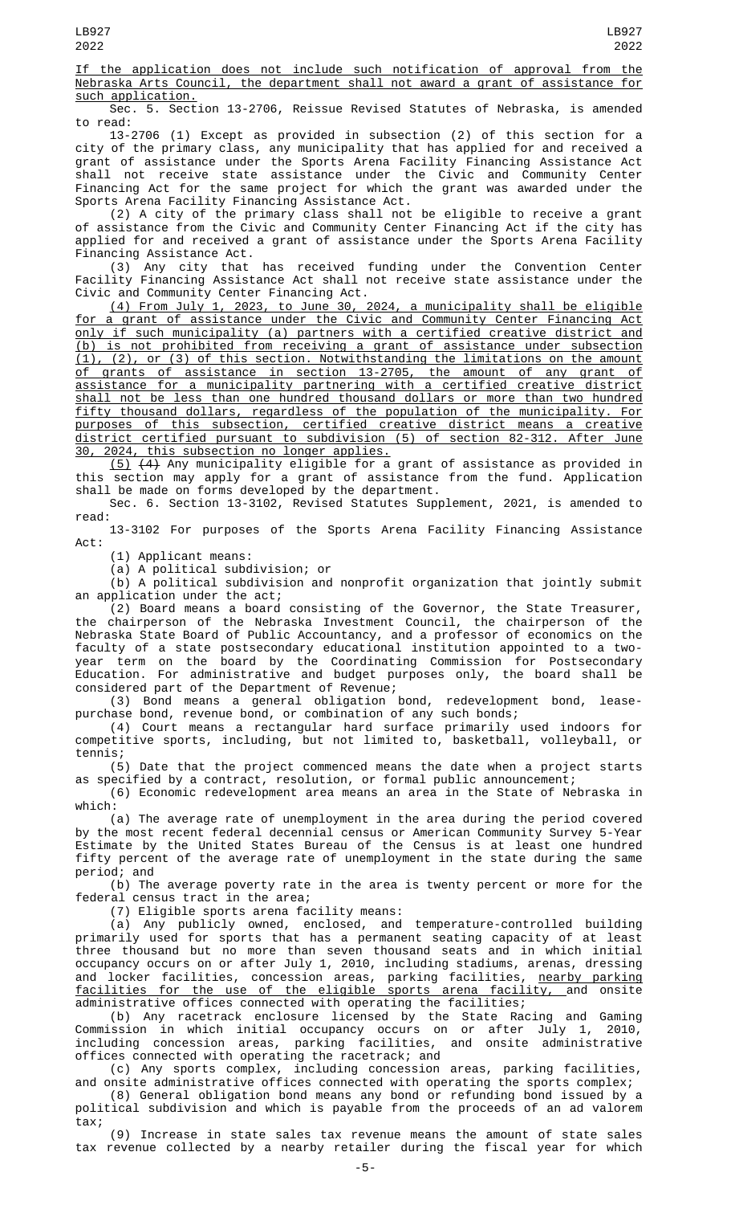If the application does not include such notification of approval from the Nebraska Arts Council, the department shall not award a grant of assistance for such application.

Sec. 5. Section 13-2706, Reissue Revised Statutes of Nebraska, is amended to read:

13-2706 (1) Except as provided in subsection (2) of this section for a city of the primary class, any municipality that has applied for and received a grant of assistance under the Sports Arena Facility Financing Assistance Act shall not receive state assistance under the Civic and Community Center Financing Act for the same project for which the grant was awarded under the Sports Arena Facility Financing Assistance Act.

(2) A city of the primary class shall not be eligible to receive a grant of assistance from the Civic and Community Center Financing Act if the city has applied for and received a grant of assistance under the Sports Arena Facility Financing Assistance Act.

(3) Any city that has received funding under the Convention Center Facility Financing Assistance Act shall not receive state assistance under the Civic and Community Center Financing Act.

(4) From July 1, 2023, to June 30, 2024, a municipality shall be eligible for a grant of assistance under the Civic and Community Center Financing Act only if such municipality (a) partners with a certified creative district and (b) is not prohibited from receiving a grant of assistance under subsection (1), (2), or (3) of this section. Notwithstanding the limitations on the amount of grants of assistance in section 13-2705, the amount of any grant of assistance for a municipality partnering with a certified creative district shall not be less than one hundred thousand dollars or more than two hundred fifty thousand dollars, regardless of the population of the municipality. For purposes of this subsection, certified creative district means a creative district certified pursuant to subdivision (5) of section 82-312. After June 30, 2024, this subsection no longer applies.

(5) ~~(4)~~ Any municipality eligible for a grant of assistance as provided in this section may apply for a grant of assistance from the fund. Application shall be made on forms developed by the department.

Sec. 6. Section 13-3102, Revised Statutes Supplement, 2021, is amended to read:

13-3102 For purposes of the Sports Arena Facility Financing Assistance Act:

(1) Applicant means:

(a) A political subdivision; or

(b) A political subdivision and nonprofit organization that jointly submit an application under the act;

(2) Board means a board consisting of the Governor, the State Treasurer, the chairperson of the Nebraska Investment Council, the chairperson of the Nebraska State Board of Public Accountancy, and a professor of economics on the faculty of a state postsecondary educational institution appointed to a two-year term on the board by the Coordinating Commission for Postsecondary Education. For administrative and budget purposes only, the board shall be considered part of the Department of Revenue;

(3) Bond means a general obligation bond, redevelopment bond, lease-purchase bond, revenue bond, or combination of any such bonds;

(4) Court means a rectangular hard surface primarily used indoors for competitive sports, including, but not limited to, basketball, volleyball, or tennis;

(5) Date that the project commenced means the date when a project starts as specified by a contract, resolution, or formal public announcement;

(6) Economic redevelopment area means an area in the State of Nebraska in which:

(a) The average rate of unemployment in the area during the period covered by the most recent federal decennial census or American Community Survey 5-Year Estimate by the United States Bureau of the Census is at least one hundred fifty percent of the average rate of unemployment in the state during the same period; and

(b) The average poverty rate in the area is twenty percent or more for the federal census tract in the area;

(7) Eligible sports arena facility means:

(a) Any publicly owned, enclosed, and temperature-controlled building primarily used for sports that has a permanent seating capacity of at least three thousand but no more than seven thousand seats and in which initial occupancy occurs on or after July 1, 2010, including stadiums, arenas, dressing and locker facilities, concession areas, parking facilities, nearby parking facilities for the use of the eligible sports arena facility, and onsite administrative offices connected with operating the facilities;

(b) Any racetrack enclosure licensed by the State Racing and Gaming Commission in which initial occupancy occurs on or after July 1, 2010, including concession areas, parking facilities, and onsite administrative offices connected with operating the racetrack; and

(c) Any sports complex, including concession areas, parking facilities, and onsite administrative offices connected with operating the sports complex;

(8) General obligation bond means any bond or refunding bond issued by a political subdivision and which is payable from the proceeds of an ad valorem tax;

(9) Increase in state sales tax revenue means the amount of state sales tax revenue collected by a nearby retailer during the fiscal year for which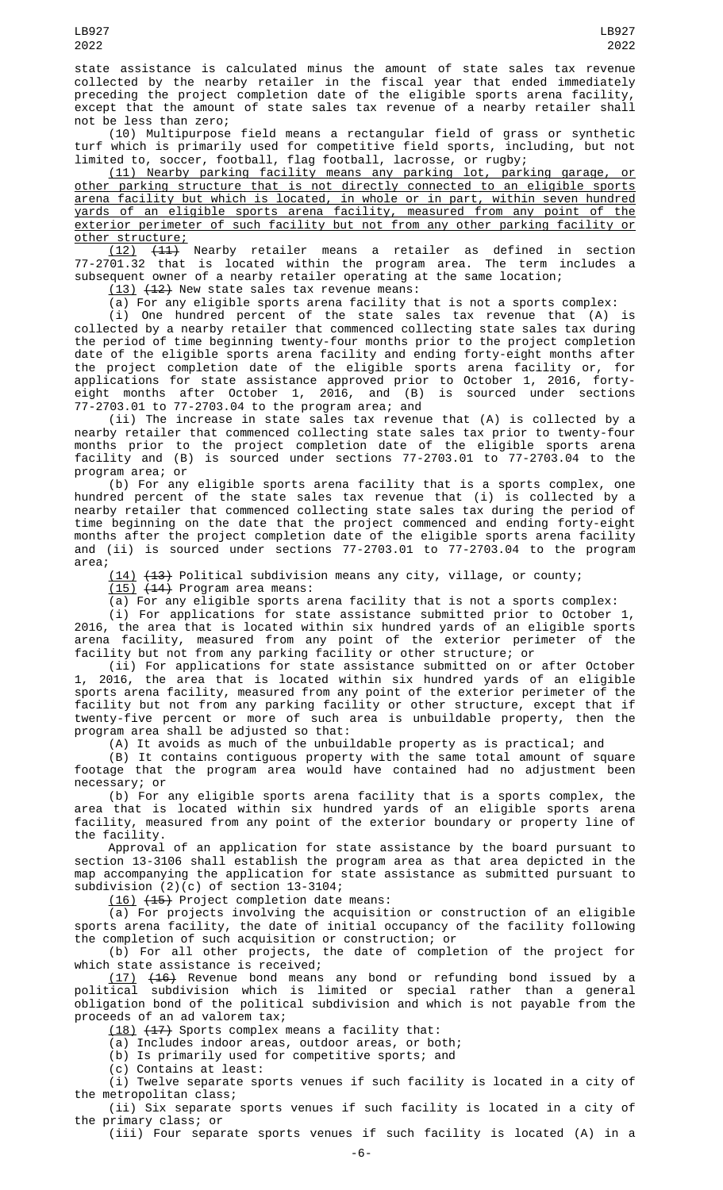state assistance is calculated minus the amount of state sales tax revenue collected by the nearby retailer in the fiscal year that ended immediately preceding the project completion date of the eligible sports arena facility, except that the amount of state sales tax revenue of a nearby retailer shall not be less than zero;

(10) Multipurpose field means a rectangular field of grass or synthetic turf which is primarily used for competitive field sports, including, but not limited to, soccer, football, flag football, lacrosse, or rugby;

(11) Nearby parking facility means any parking lot, parking garage, or other parking structure that is not directly connected to an eligible sports arena facility but which is located, in whole or in part, within seven hundred yards of an eligible sports arena facility, measured from any point of the exterior perimeter of such facility but not from any other parking facility or other structure;

(12) ~~(11)~~ Nearby retailer means a retailer as defined in section 77-2701.32 that is located within the program area. The term includes a subsequent owner of a nearby retailer operating at the same location;

(13) ~~(12)~~ New state sales tax revenue means:

(a) For any eligible sports arena facility that is not a sports complex:

(i) One hundred percent of the state sales tax revenue that (A) is collected by a nearby retailer that commenced collecting state sales tax during the period of time beginning twenty-four months prior to the project completion date of the eligible sports arena facility and ending forty-eight months after the project completion date of the eligible sports arena facility or, for applications for state assistance approved prior to October 1, 2016, forty-eight months after October 1, 2016, and (B) is sourced under sections 77-2703.01 to 77-2703.04 to the program area; and

(ii) The increase in state sales tax revenue that (A) is collected by a nearby retailer that commenced collecting state sales tax prior to twenty-four months prior to the project completion date of the eligible sports arena facility and (B) is sourced under sections 77-2703.01 to 77-2703.04 to the program area; or

(b) For any eligible sports arena facility that is a sports complex, one hundred percent of the state sales tax revenue that (i) is collected by a nearby retailer that commenced collecting state sales tax during the period of time beginning on the date that the project commenced and ending forty-eight months after the project completion date of the eligible sports arena facility and (ii) is sourced under sections 77-2703.01 to 77-2703.04 to the program area;

(14) ~~(13)~~ Political subdivision means any city, village, or county;

(15) ~~(14)~~ Program area means:

(a) For any eligible sports arena facility that is not a sports complex:

(i) For applications for state assistance submitted prior to October 1, 2016, the area that is located within six hundred yards of an eligible sports arena facility, measured from any point of the exterior perimeter of the facility but not from any parking facility or other structure; or

(ii) For applications for state assistance submitted on or after October 1, 2016, the area that is located within six hundred yards of an eligible sports arena facility, measured from any point of the exterior perimeter of the facility but not from any parking facility or other structure, except that if twenty-five percent or more of such area is unbuildable property, then the program area shall be adjusted so that:

(A) It avoids as much of the unbuildable property as is practical; and

(B) It contains contiguous property with the same total amount of square footage that the program area would have contained had no adjustment been necessary; or

(b) For any eligible sports arena facility that is a sports complex, the area that is located within six hundred yards of an eligible sports arena facility, measured from any point of the exterior boundary or property line of the facility.

Approval of an application for state assistance by the board pursuant to section 13-3106 shall establish the program area as that area depicted in the map accompanying the application for state assistance as submitted pursuant to subdivision (2)(c) of section 13-3104;

(16) ~~(15)~~ Project completion date means:

(a) For projects involving the acquisition or construction of an eligible sports arena facility, the date of initial occupancy of the facility following the completion of such acquisition or construction; or

(b) For all other projects, the date of completion of the project for which state assistance is received;

(17) ~~(16)~~ Revenue bond means any bond or refunding bond issued by a political subdivision which is limited or special rather than a general obligation bond of the political subdivision and which is not payable from the proceeds of an ad valorem tax;

(18) ~~(17)~~ Sports complex means a facility that:

(a) Includes indoor areas, outdoor areas, or both;

(b) Is primarily used for competitive sports; and

(c) Contains at least:

(i) Twelve separate sports venues if such facility is located in a city of the metropolitan class;

(ii) Six separate sports venues if such facility is located in a city of the primary class; or

(iii) Four separate sports venues if such facility is located (A) in a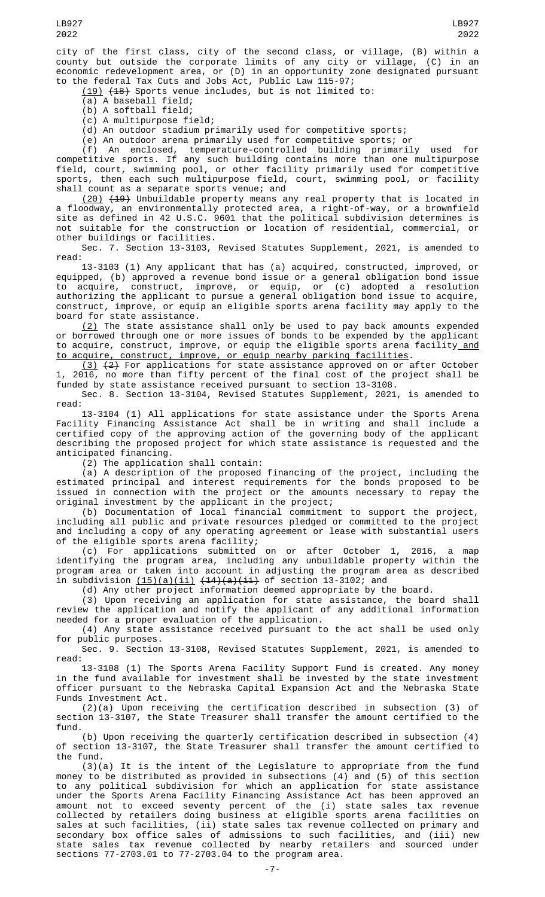city of the first class, city of the second class, or village, (B) within a county but outside the corporate limits of any city or village, (C) in an economic redevelopment area, or (D) in an opportunity zone designated pursuant to the federal Tax Cuts and Jobs Act, Public Law 115-97;

(19) ~~(18)~~ Sports venue includes, but is not limited to:

(a) A baseball field;

(b) A softball field;

(c) A multipurpose field;

(d) An outdoor stadium primarily used for competitive sports;

(e) An outdoor arena primarily used for competitive sports; or

(f) An enclosed, temperature-controlled building primarily used for competitive sports. If any such building contains more than one multipurpose field, court, swimming pool, or other facility primarily used for competitive sports, then each such multipurpose field, court, swimming pool, or facility shall count as a separate sports venue; and

(20) ~~(19)~~ Unbuildable property means any real property that is located in a floodway, an environmentally protected area, a right-of-way, or a brownfield site as defined in 42 U.S.C. 9601 that the political subdivision determines is not suitable for the construction or location of residential, commercial, or other buildings or facilities.

Sec. 7. Section 13-3103, Revised Statutes Supplement, 2021, is amended to read:

13-3103 (1) Any applicant that has (a) acquired, constructed, improved, or equipped, (b) approved a revenue bond issue or a general obligation bond issue to acquire, construct, improve, or equip, or (c) adopted a resolution authorizing the applicant to pursue a general obligation bond issue to acquire, construct, improve, or equip an eligible sports arena facility may apply to the board for state assistance.

(2) The state assistance shall only be used to pay back amounts expended or borrowed through one or more issues of bonds to be expended by the applicant to acquire, construct, improve, or equip the eligible sports arena facility and to acquire, construct, improve, or equip nearby parking facilities.

(3) ~~(2)~~ For applications for state assistance approved on or after October 1, 2016, no more than fifty percent of the final cost of the project shall be funded by state assistance received pursuant to section 13-3108.

Sec. 8. Section 13-3104, Revised Statutes Supplement, 2021, is amended to read:

13-3104 (1) All applications for state assistance under the Sports Arena Facility Financing Assistance Act shall be in writing and shall include a certified copy of the approving action of the governing body of the applicant describing the proposed project for which state assistance is requested and the anticipated financing.

(2) The application shall contain:

(a) A description of the proposed financing of the project, including the estimated principal and interest requirements for the bonds proposed to be issued in connection with the project or the amounts necessary to repay the original investment by the applicant in the project;

(b) Documentation of local financial commitment to support the project, including all public and private resources pledged or committed to the project and including a copy of any operating agreement or lease with substantial users of the eligible sports arena facility;

(c) For applications submitted on or after October 1, 2016, a map identifying the program area, including any unbuildable property within the program area or taken into account in adjusting the program area as described in subdivision (15)(a)(ii) ~~(14)(a)(ii)~~ of section 13-3102; and

(d) Any other project information deemed appropriate by the board.

(3) Upon receiving an application for state assistance, the board shall review the application and notify the applicant of any additional information needed for a proper evaluation of the application.

(4) Any state assistance received pursuant to the act shall be used only for public purposes.

Sec. 9. Section 13-3108, Revised Statutes Supplement, 2021, is amended to read:

13-3108 (1) The Sports Arena Facility Support Fund is created. Any money in the fund available for investment shall be invested by the state investment officer pursuant to the Nebraska Capital Expansion Act and the Nebraska State Funds Investment Act.

(2)(a) Upon receiving the certification described in subsection (3) of section 13-3107, the State Treasurer shall transfer the amount certified to the fund.

(b) Upon receiving the quarterly certification described in subsection (4) of section 13-3107, the State Treasurer shall transfer the amount certified to the fund.

(3)(a) It is the intent of the Legislature to appropriate from the fund money to be distributed as provided in subsections (4) and (5) of this section to any political subdivision for which an application for state assistance under the Sports Arena Facility Financing Assistance Act has been approved an amount not to exceed seventy percent of the (i) state sales tax revenue collected by retailers doing business at eligible sports arena facilities on sales at such facilities, (ii) state sales tax revenue collected on primary and secondary box office sales of admissions to such facilities, and (iii) new state sales tax revenue collected by nearby retailers and sourced under sections 77-2703.01 to 77-2703.04 to the program area.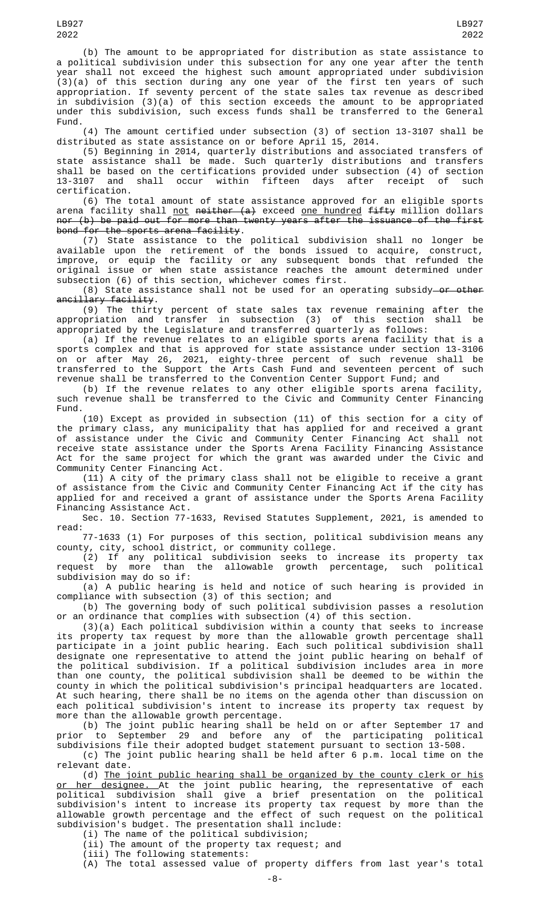(b) The amount to be appropriated for distribution as state assistance to a political subdivision under this subsection for any one year after the tenth year shall not exceed the highest such amount appropriated under subdivision (3)(a) of this section during any one year of the first ten years of such appropriation. If seventy percent of the state sales tax revenue as described in subdivision (3)(a) of this section exceeds the amount to be appropriated under this subdivision, such excess funds shall be transferred to the General Fund.

(4) The amount certified under subsection (3) of section 13-3107 shall be distributed as state assistance on or before April 15, 2014.

(5) Beginning in 2014, quarterly distributions and associated transfers of state assistance shall be made. Such quarterly distributions and transfers shall be based on the certifications provided under subsection (4) of section 13-3107 and shall occur within fifteen days after receipt of such certification.

(6) The total amount of state assistance approved for an eligible sports arena facility shall not ~~neither (a)~~ exceed one hundred ~~fifty~~ million dollars ~~nor (b) be paid out for more than twenty years after the issuance of the first bond for the sports arena facility~~.

(7) State assistance to the political subdivision shall no longer be available upon the retirement of the bonds issued to acquire, construct, improve, or equip the facility or any subsequent bonds that refunded the original issue or when state assistance reaches the amount determined under subsection (6) of this section, whichever comes first.

(8) State assistance shall not be used for an operating subsidy~~ or other ancillary facility~~.

(9) The thirty percent of state sales tax revenue remaining after the appropriation and transfer in subsection (3) of this section shall be appropriated by the Legislature and transferred quarterly as follows:

(a) If the revenue relates to an eligible sports arena facility that is a sports complex and that is approved for state assistance under section 13-3106 on or after May 26, 2021, eighty-three percent of such revenue shall be transferred to the Support the Arts Cash Fund and seventeen percent of such revenue shall be transferred to the Convention Center Support Fund; and

(b) If the revenue relates to any other eligible sports arena facility, such revenue shall be transferred to the Civic and Community Center Financing Fund.

(10) Except as provided in subsection (11) of this section for a city of the primary class, any municipality that has applied for and received a grant of assistance under the Civic and Community Center Financing Act shall not receive state assistance under the Sports Arena Facility Financing Assistance Act for the same project for which the grant was awarded under the Civic and Community Center Financing Act.

(11) A city of the primary class shall not be eligible to receive a grant of assistance from the Civic and Community Center Financing Act if the city has applied for and received a grant of assistance under the Sports Arena Facility Financing Assistance Act.

Sec. 10. Section 77-1633, Revised Statutes Supplement, 2021, is amended to read:

77-1633 (1) For purposes of this section, political subdivision means any county, city, school district, or community college.

(2) If any political subdivision seeks to increase its property tax request by more than the allowable growth percentage, such political subdivision may do so if:

(a) A public hearing is held and notice of such hearing is provided in compliance with subsection (3) of this section; and

(b) The governing body of such political subdivision passes a resolution or an ordinance that complies with subsection (4) of this section.

(3)(a) Each political subdivision within a county that seeks to increase its property tax request by more than the allowable growth percentage shall participate in a joint public hearing. Each such political subdivision shall designate one representative to attend the joint public hearing on behalf of the political subdivision. If a political subdivision includes area in more than one county, the political subdivision shall be deemed to be within the county in which the political subdivision's principal headquarters are located. At such hearing, there shall be no items on the agenda other than discussion on each political subdivision's intent to increase its property tax request by more than the allowable growth percentage.

(b) The joint public hearing shall be held on or after September 17 and prior to September 29 and before any of the participating political subdivisions file their adopted budget statement pursuant to section 13-508.

(c) The joint public hearing shall be held after 6 p.m. local time on the relevant date.

(d) The joint public hearing shall be organized by the county clerk or his or her designee. At the joint public hearing, the representative of each political subdivision shall give a brief presentation on the political subdivision's intent to increase its property tax request by more than the allowable growth percentage and the effect of such request on the political subdivision's budget. The presentation shall include:

(i) The name of the political subdivision;

(ii) The amount of the property tax request; and

(iii) The following statements:

(A) The total assessed value of property differs from last year's total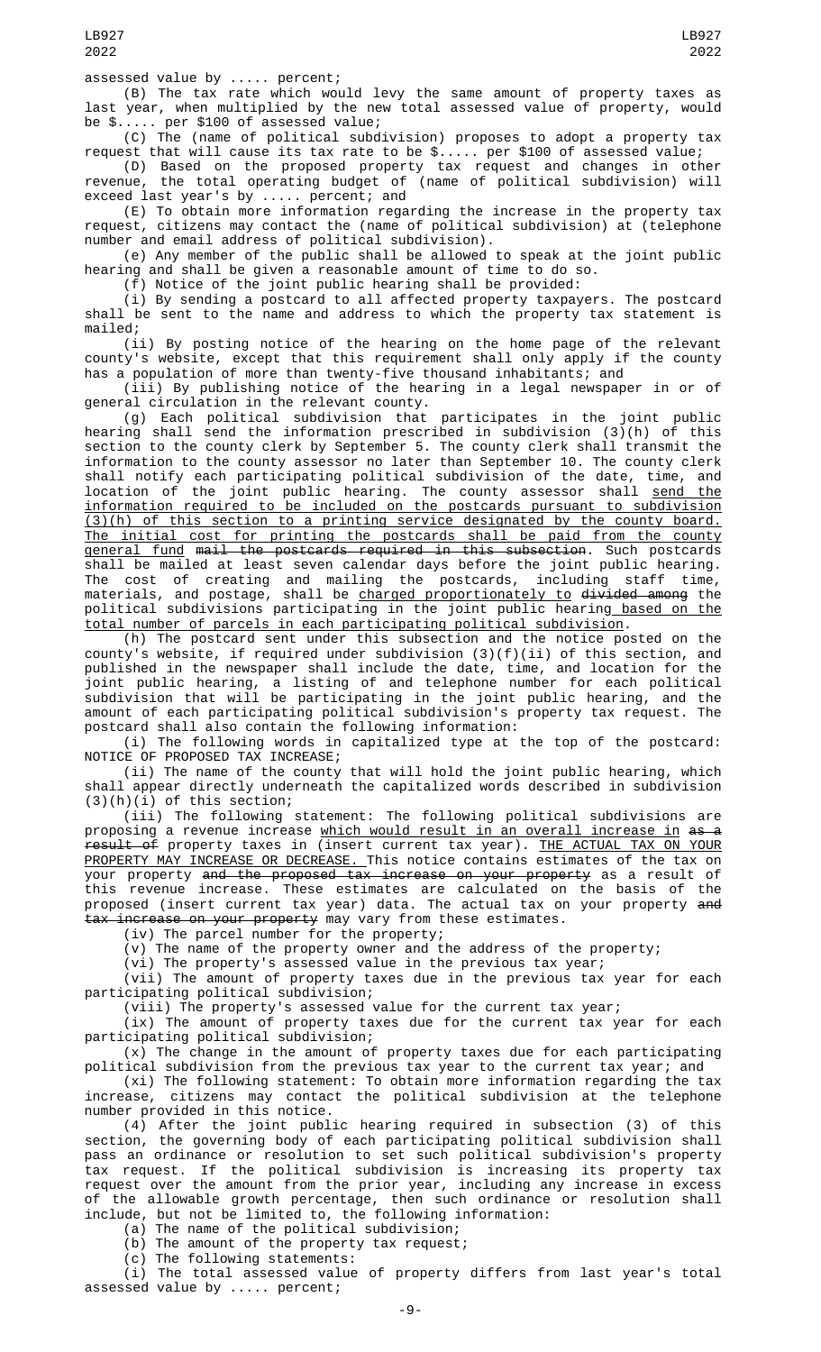assessed value by ..... percent;

(B) The tax rate which would levy the same amount of property taxes as last year, when multiplied by the new total assessed value of property, would be $..... per $100 of assessed value;

(C) The (name of political subdivision) proposes to adopt a property tax request that will cause its tax rate to be $..... per $100 of assessed value;

(D) Based on the proposed property tax request and changes in other revenue, the total operating budget of (name of political subdivision) will exceed last year's by ..... percent; and

(E) To obtain more information regarding the increase in the property tax request, citizens may contact the (name of political subdivision) at (telephone number and email address of political subdivision).

(e) Any member of the public shall be allowed to speak at the joint public hearing and shall be given a reasonable amount of time to do so.

(f) Notice of the joint public hearing shall be provided:

(i) By sending a postcard to all affected property taxpayers. The postcard shall be sent to the name and address to which the property tax statement is mailed;

(ii) By posting notice of the hearing on the home page of the relevant county's website, except that this requirement shall only apply if the county has a population of more than twenty-five thousand inhabitants; and

(iii) By publishing notice of the hearing in a legal newspaper in or of general circulation in the relevant county.

(g) Each political subdivision that participates in the joint public hearing shall send the information prescribed in subdivision (3)(h) of this section to the county clerk by September 5. The county clerk shall transmit the information to the county assessor no later than September 10. The county clerk shall notify each participating political subdivision of the date, time, and location of the joint public hearing. The county assessor shall send the information required to be included on the postcards pursuant to subdivision (3)(h) of this section to a printing service designated by the county board. The initial cost for printing the postcards shall be paid from the county general fund ~~mail the postcards required in this subsection~~. Such postcards shall be mailed at least seven calendar days before the joint public hearing. The cost of creating and mailing the postcards, including staff time, materials, and postage, shall be charged proportionately to ~~divided among~~ the political subdivisions participating in the joint public hearing based on the total number of parcels in each participating political subdivision.

(h) The postcard sent under this subsection and the notice posted on the county's website, if required under subdivision (3)(f)(ii) of this section, and published in the newspaper shall include the date, time, and location for the joint public hearing, a listing of and telephone number for each political subdivision that will be participating in the joint public hearing, and the amount of each participating political subdivision's property tax request. The postcard shall also contain the following information:

(i) The following words in capitalized type at the top of the postcard: NOTICE OF PROPOSED TAX INCREASE;

(ii) The name of the county that will hold the joint public hearing, which shall appear directly underneath the capitalized words described in subdivision (3)(h)(i) of this section;

(iii) The following statement: The following political subdivisions are proposing a revenue increase which would result in an overall increase in ~~as a result of~~ property taxes in (insert current tax year). THE ACTUAL TAX ON YOUR PROPERTY MAY INCREASE OR DECREASE. This notice contains estimates of the tax on your property ~~and the proposed tax increase on your property~~ as a result of this revenue increase. These estimates are calculated on the basis of the proposed (insert current tax year) data. The actual tax on your property ~~and tax increase on your property~~ may vary from these estimates.

(iv) The parcel number for the property;

(v) The name of the property owner and the address of the property;

(vi) The property's assessed value in the previous tax year;

(vii) The amount of property taxes due in the previous tax year for each participating political subdivision;

(viii) The property's assessed value for the current tax year;

(ix) The amount of property taxes due for the current tax year for each participating political subdivision;

(x) The change in the amount of property taxes due for each participating political subdivision from the previous tax year to the current tax year; and

(xi) The following statement: To obtain more information regarding the tax increase, citizens may contact the political subdivision at the telephone number provided in this notice.

(4) After the joint public hearing required in subsection (3) of this section, the governing body of each participating political subdivision shall pass an ordinance or resolution to set such political subdivision's property tax request. If the political subdivision is increasing its property tax request over the amount from the prior year, including any increase in excess of the allowable growth percentage, then such ordinance or resolution shall include, but not be limited to, the following information:

(a) The name of the political subdivision;

(b) The amount of the property tax request;

(c) The following statements:

(i) The total assessed value of property differs from last year's total assessed value by ..... percent;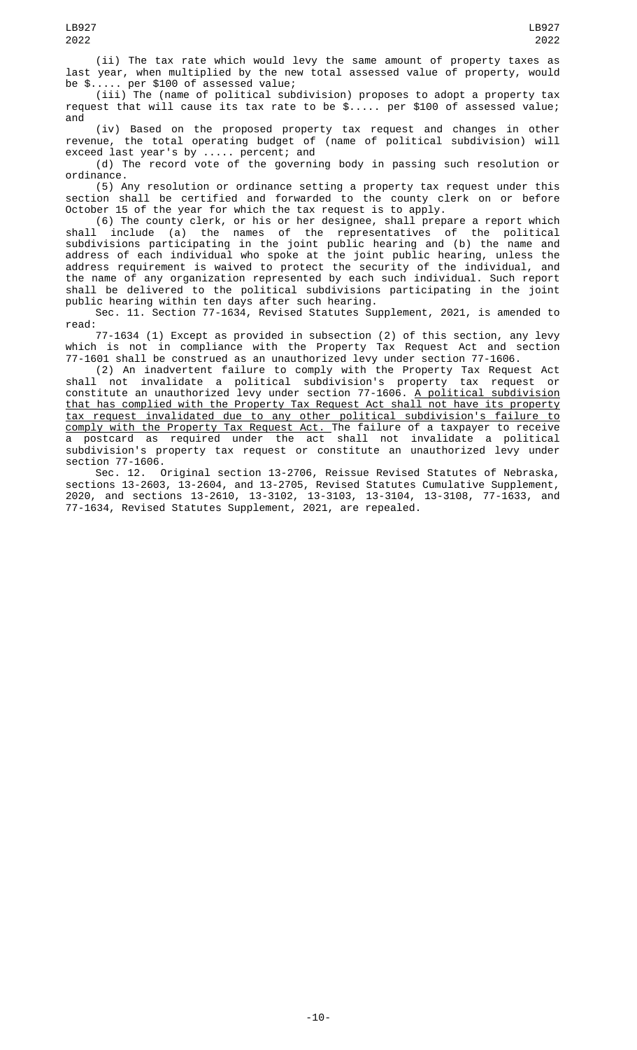(ii) The tax rate which would levy the same amount of property taxes as last year, when multiplied by the new total assessed value of property, would be $..... per $100 of assessed value;

(iii) The (name of political subdivision) proposes to adopt a property tax request that will cause its tax rate to be $..... per $100 of assessed value; and

(iv) Based on the proposed property tax request and changes in other revenue, the total operating budget of (name of political subdivision) will exceed last year's by ..... percent; and

(d) The record vote of the governing body in passing such resolution or ordinance.

(5) Any resolution or ordinance setting a property tax request under this section shall be certified and forwarded to the county clerk on or before October 15 of the year for which the tax request is to apply.

(6) The county clerk, or his or her designee, shall prepare a report which shall include (a) the names of the representatives of the political subdivisions participating in the joint public hearing and (b) the name and address of each individual who spoke at the joint public hearing, unless the address requirement is waived to protect the security of the individual, and the name of any organization represented by each such individual. Such report shall be delivered to the political subdivisions participating in the joint public hearing within ten days after such hearing.

Sec. 11. Section 77-1634, Revised Statutes Supplement, 2021, is amended to read:

77-1634 (1) Except as provided in subsection (2) of this section, any levy which is not in compliance with the Property Tax Request Act and section 77-1601 shall be construed as an unauthorized levy under section 77-1606.

(2) An inadvertent failure to comply with the Property Tax Request Act shall not invalidate a political subdivision's property tax request or constitute an unauthorized levy under section 77-1606. A political subdivision that has complied with the Property Tax Request Act shall not have its property tax request invalidated due to any other political subdivision's failure to comply with the Property Tax Request Act. The failure of a taxpayer to receive a postcard as required under the act shall not invalidate a political subdivision's property tax request or constitute an unauthorized levy under section 77-1606.

Sec. 12. Original section 13-2706, Reissue Revised Statutes of Nebraska, sections 13-2603, 13-2604, and 13-2705, Revised Statutes Cumulative Supplement, 2020, and sections 13-2610, 13-3102, 13-3103, 13-3104, 13-3108, 77-1633, and 77-1634, Revised Statutes Supplement, 2021, are repealed.